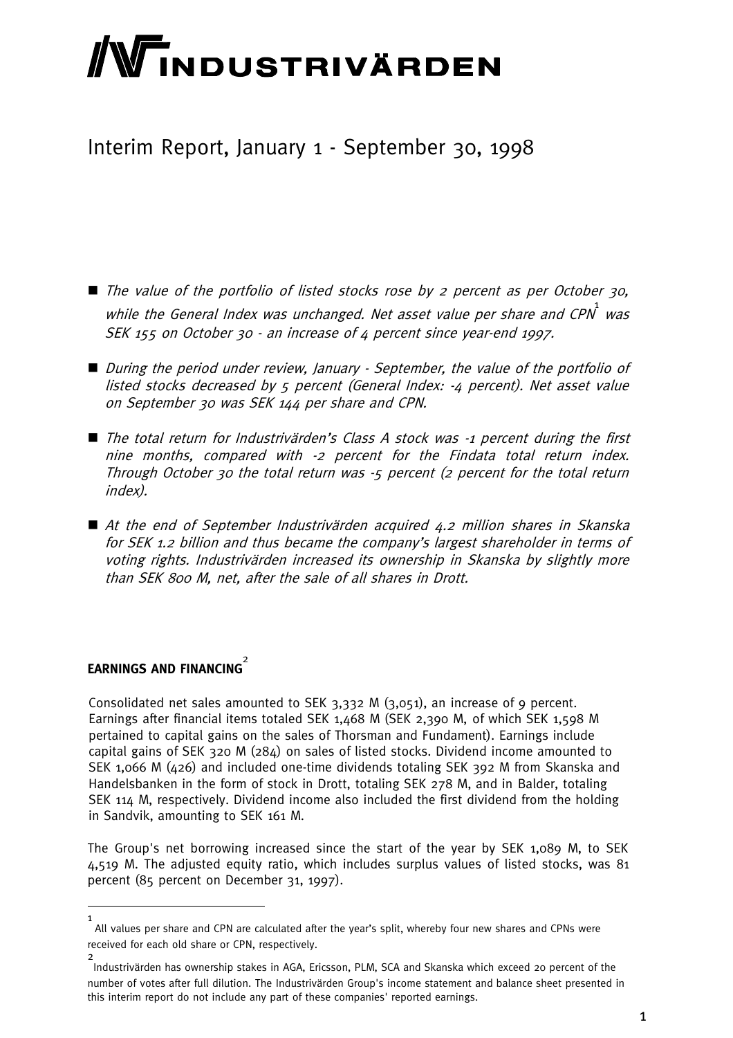# INDUSTRIVÄRDEN

## Interim Report, January 1 - September 30, 1998

- *The value of the portfolio of listed stocks rose by 2 percent as per October 30, while the General Index was unchanged. Net asset value per share and CPN[1] was SEK 155 on October 30 - an increase of 4 percent since year-end 1997.*

- *During the period under review, January - September, the value of the portfolio of listed stocks decreased by 5 percent (General Index: -4 percent). Net asset value on September 30 was SEK 144 per share and CPN.*

- *The total return for Industrivärden's Class A stock was -1 percent during the first nine months, compared with -2 percent for the Findata total return index. Through October 30 the total return was -5 percent (2 percent for the total return index).*

- *At the end of September Industrivärden acquired 4.2 million shares in Skanska for SEK 1.2 billion and thus became the company's largest shareholder in terms of voting rights. Industrivärden increased its ownership in Skanska by slightly more than SEK 800 M, net, after the sale of all shares in Drott.*

### EARNINGS AND FINANCING[2]

Consolidated net sales amounted to SEK 3,332 M (3,051), an increase of 9 percent. Earnings after financial items totaled SEK 1,468 M (SEK 2,390 M, of which SEK 1,598 M pertained to capital gains on the sales of Thorsman and Fundament). Earnings include capital gains of SEK 320 M (284) on sales of listed stocks. Dividend income amounted to SEK 1,066 M (426) and included one-time dividends totaling SEK 392 M from Skanska and Handelsbanken in the form of stock in Drott, totaling SEK 278 M, and in Balder, totaling SEK 114 M, respectively. Dividend income also included the first dividend from the holding in Sandvik, amounting to SEK 161 M.

The Group's net borrowing increased since the start of the year by SEK 1,089 M, to SEK 4,519 M. The adjusted equity ratio, which includes surplus values of listed stocks, was 81 percent (85 percent on December 31, 1997).

---

[1] All values per share and CPN are calculated after the year's split, whereby four new shares and CPNs were received for each old share or CPN, respectively.

[2] Industrivärden has ownership stakes in AGA, Ericsson, PLM, SCA and Skanska which exceed 20 percent of the number of votes after full dilution. The Industrivärden Group's income statement and balance sheet presented in this interim report do not include any part of these companies' reported earnings.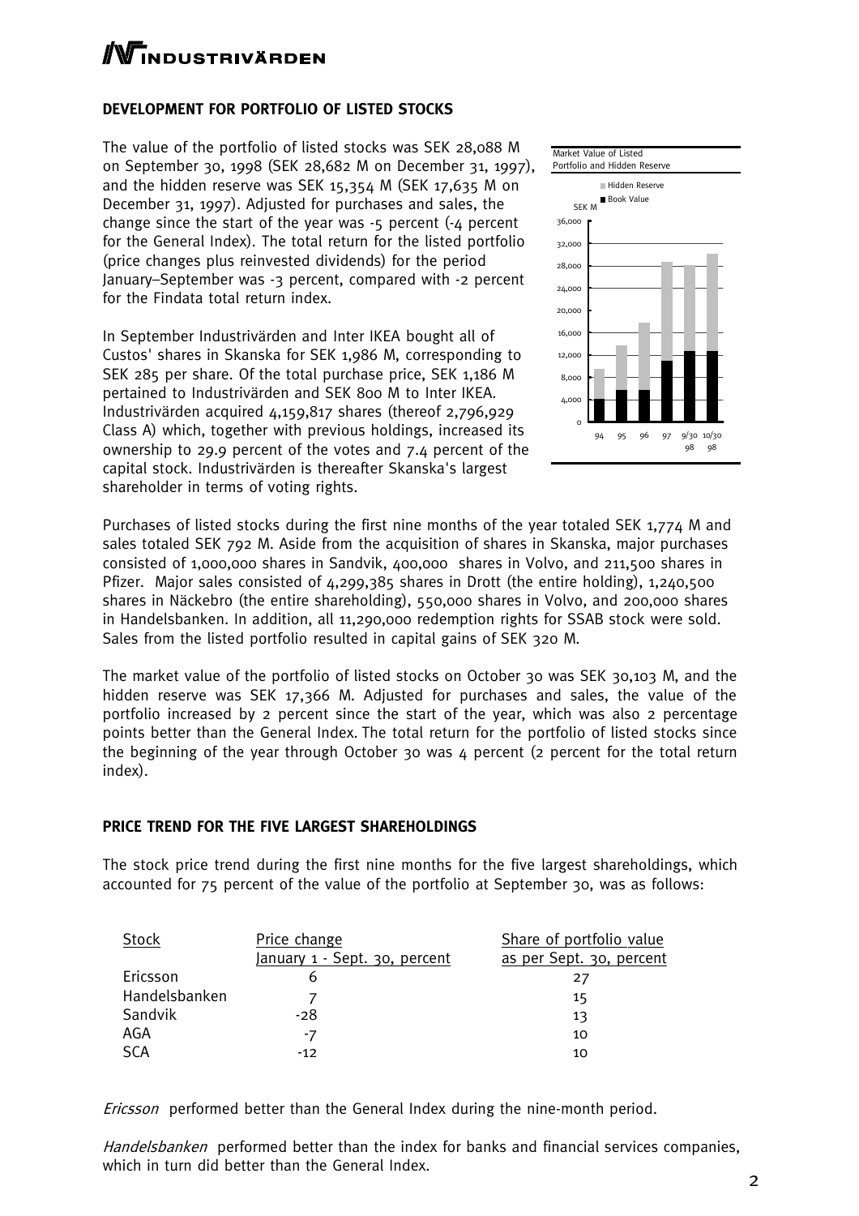## DEVELOPMENT FOR PORTFOLIO OF LISTED STOCKS

The value of the portfolio of listed stocks was SEK 28,088 M on September 30, 1998 (SEK 28,682 M on December 31, 1997), and the hidden reserve was SEK 15,354 M (SEK 17,635 M on December 31, 1997). Adjusted for purchases and sales, the change since the start of the year was -5 percent (-4 percent for the General Index). The total return for the listed portfolio (price changes plus reinvested dividends) for the period January–September was -3 percent, compared with -2 percent for the Findata total return index.

Market Value of Listed Portfolio and Hidden Reserve

Hidden Reserve
Book Value
SEK M
36,000
32,000
28,000
24,000
20,000
16,000
12,000
8,000
4,000
0
94 95 96 97 9/30 98 10/30 98

In September Industrivärden and Inter IKEA bought all of Custos' shares in Skanska for SEK 1,986 M, corresponding to SEK 285 per share. Of the total purchase price, SEK 1,186 M pertained to Industrivärden and SEK 800 M to Inter IKEA. Industrivärden acquired 4,159,817 shares (thereof 2,796,929 Class A) which, together with previous holdings, increased its ownership to 29.9 percent of the votes and 7.4 percent of the capital stock. Industrivärden is thereafter Skanska's largest shareholder in terms of voting rights.

Purchases of listed stocks during the first nine months of the year totaled SEK 1,774 M and sales totaled SEK 792 M. Aside from the acquisition of shares in Skanska, major purchases consisted of 1,000,000 shares in Sandvik, 400,000 shares in Volvo, and 211,500 shares in Pfizer. Major sales consisted of 4,299,385 shares in Drott (the entire holding), 1,240,500 shares in Näckebro (the entire shareholding), 550,000 shares in Volvo, and 200,000 shares in Handelsbanken. In addition, all 11,290,000 redemption rights for SSAB stock were sold. Sales from the listed portfolio resulted in capital gains of SEK 320 M.

The market value of the portfolio of listed stocks on October 30 was SEK 30,103 M, and the hidden reserve was SEK 17,366 M. Adjusted for purchases and sales, the value of the portfolio increased by 2 percent since the start of the year, which was also 2 percentage points better than the General Index. The total return for the portfolio of listed stocks since the beginning of the year through October 30 was 4 percent (2 percent for the total return index).

## PRICE TREND FOR THE FIVE LARGEST SHAREHOLDINGS

The stock price trend during the first nine months for the five largest shareholdings, which accounted for 75 percent of the value of the portfolio at September 30, was as follows:

| Stock | Price change January 1 - Sept. 30, percent | Share of portfolio value as per Sept. 30, percent |
|---|---|---|
| Ericsson | 6 | 27 |
| Handelsbanken | 7 | 15 |
| Sandvik | -28 | 13 |
| AGA | -7 | 10 |
| SCA | -12 | 10 |

*Ericsson* performed better than the General Index during the nine-month period.

*Handelsbanken* performed better than the index for banks and financial services companies, which in turn did better than the General Index.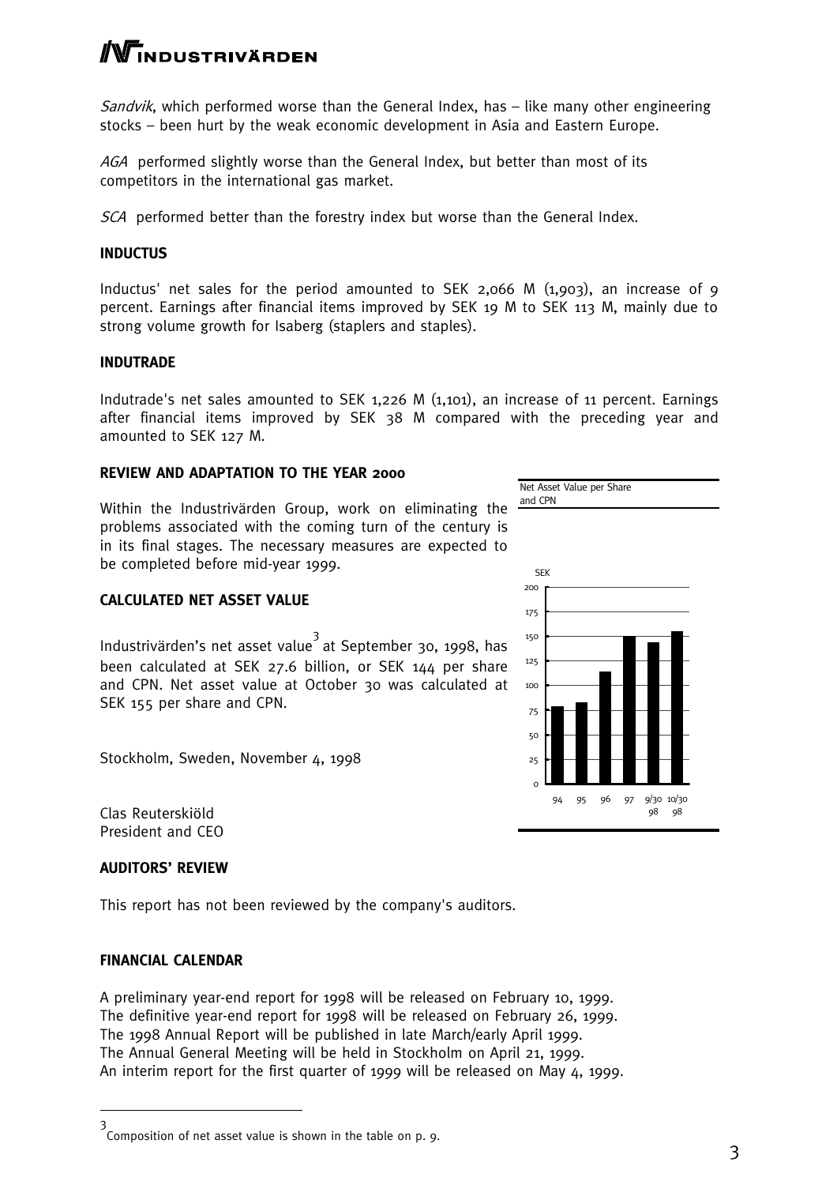*Sandvik*, which performed worse than the General Index, has – like many other engineering stocks – been hurt by the weak economic development in Asia and Eastern Europe.

*AGA* performed slightly worse than the General Index, but better than most of its competitors in the international gas market.

*SCA* performed better than the forestry index but worse than the General Index.

**INDUCTUS**

Inductus' net sales for the period amounted to SEK 2,066 M (1,903), an increase of 9 percent. Earnings after financial items improved by SEK 19 M to SEK 113 M, mainly due to strong volume growth for Isaberg (staplers and staples).

**INDUTRADE**

Indutrade's net sales amounted to SEK 1,226 M (1,101), an increase of 11 percent. Earnings after financial items improved by SEK 38 M compared with the preceding year and amounted to SEK 127 M.

**REVIEW AND ADAPTATION TO THE YEAR 2000**

Within the Industrivärden Group, work on eliminating the problems associated with the coming turn of the century is in its final stages. The necessary measures are expected to be completed before mid-year 1999.

**CALCULATED NET ASSET VALUE**

Industrivärden's net asset value[3] at September 30, 1998, has been calculated at SEK 27.6 billion, or SEK 144 per share and CPN. Net asset value at October 30 was calculated at SEK 155 per share and CPN.

Net Asset Value per Share and CPN

SEK

200
175
150
125
100
75
50
25
0

94 95 96 97 9/30 98 10/30 98

Stockholm, Sweden, November 4, 1998

Clas Reuterskiöld
President and CEO

**AUDITORS' REVIEW**

This report has not been reviewed by the company's auditors.

**FINANCIAL CALENDAR**

A preliminary year-end report for 1998 will be released on February 10, 1999.
The definitive year-end report for 1998 will be released on February 26, 1999.
The 1998 Annual Report will be published in late March/early April 1999.
The Annual General Meeting will be held in Stockholm on April 21, 1999.
An interim report for the first quarter of 1999 will be released on May 4, 1999.

[3] Composition of net asset value is shown in the table on p. 9.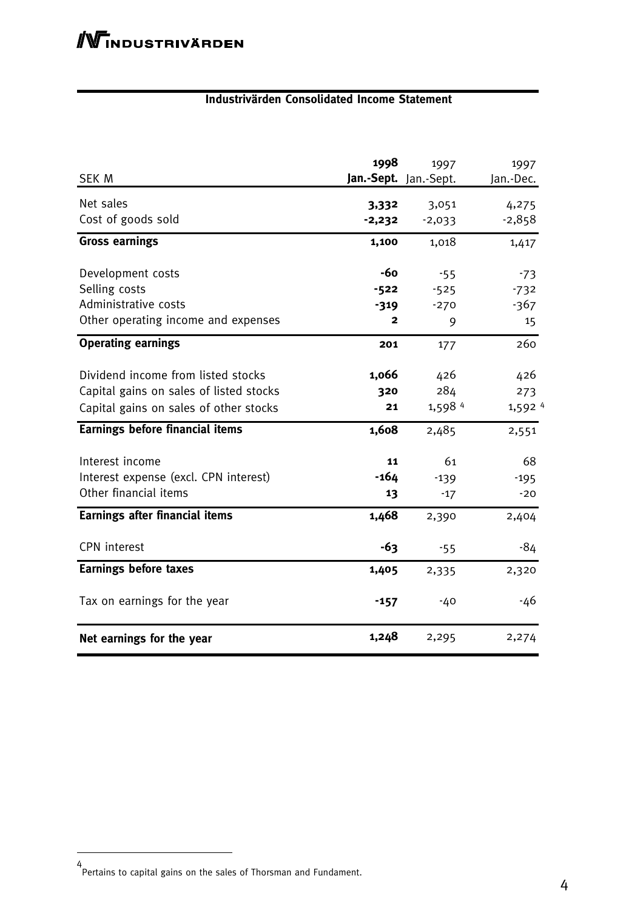## Industrivärden Consolidated Income Statement

| SEK M | 1998 Jan.-Sept. | 1997 Jan.-Sept. | 1997 Jan.-Dec. |
|---|---|---|---|
| Net sales | **3,332** | 3,051 | 4,275 |
| Cost of goods sold | **-2,232** | -2,033 | -2,858 |
| **Gross earnings** | **1,100** | 1,018 | 1,417 |
| Development costs | **-60** | -55 | -73 |
| Selling costs | **-522** | -525 | -732 |
| Administrative costs | **-319** | -270 | -367 |
| Other operating income and expenses | **2** | 9 | 15 |
| **Operating earnings** | **201** | 177 | 260 |
| Dividend income from listed stocks | **1,066** | 426 | 426 |
| Capital gains on sales of listed stocks | **320** | 284 | 273 |
| Capital gains on sales of other stocks | **21** | 1,598 [4] | 1,592 [4] |
| **Earnings before financial items** | **1,608** | 2,485 | 2,551 |
| Interest income | **11** | 61 | 68 |
| Interest expense (excl. CPN interest) | **-164** | -139 | -195 |
| Other financial items | **13** | -17 | -20 |
| **Earnings after financial items** | **1,468** | 2,390 | 2,404 |
| CPN interest | **-63** | -55 | -84 |
| **Earnings before taxes** | **1,405** | 2,335 | 2,320 |
| Tax on earnings for the year | **-157** | -40 | -46 |
| **Net earnings for the year** | **1,248** | 2,295 | 2,274 |

[4] Pertains to capital gains on the sales of Thorsman and Fundament.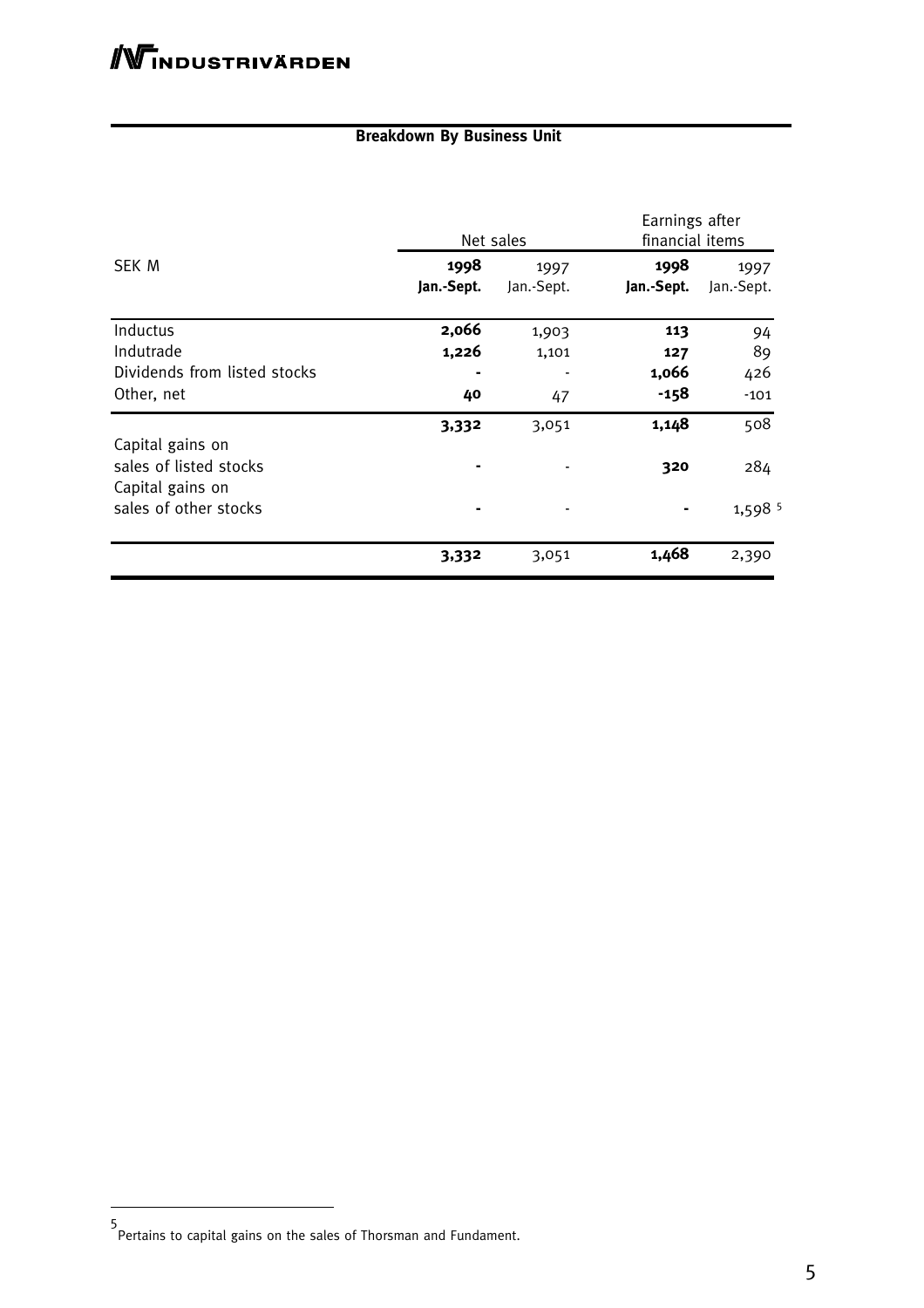## Breakdown By Business Unit

| SEK M | Net sales 1998 Jan.-Sept. | Net sales 1997 Jan.-Sept. | Earnings after financial items 1998 Jan.-Sept. | Earnings after financial items 1997 Jan.-Sept. |
|---|---|---|---|---|
| Inductus | **2,066** | 1,903 | **113** | 94 |
| Indutrade | **1,226** | 1,101 | **127** | 89 |
| Dividends from listed stocks | **-** | - | **1,066** | 426 |
| Other, net | **40** | 47 | **-158** | -101 |
| | **3,332** | 3,051 | **1,148** | 508 |
| Capital gains on sales of listed stocks | **-** | - | **320** | 284 |
| Capital gains on sales of other stocks | **-** | - | **-** | 1,598 [5] |
| | **3,332** | 3,051 | **1,468** | 2,390 |

[5] Pertains to capital gains on the sales of Thorsman and Fundament.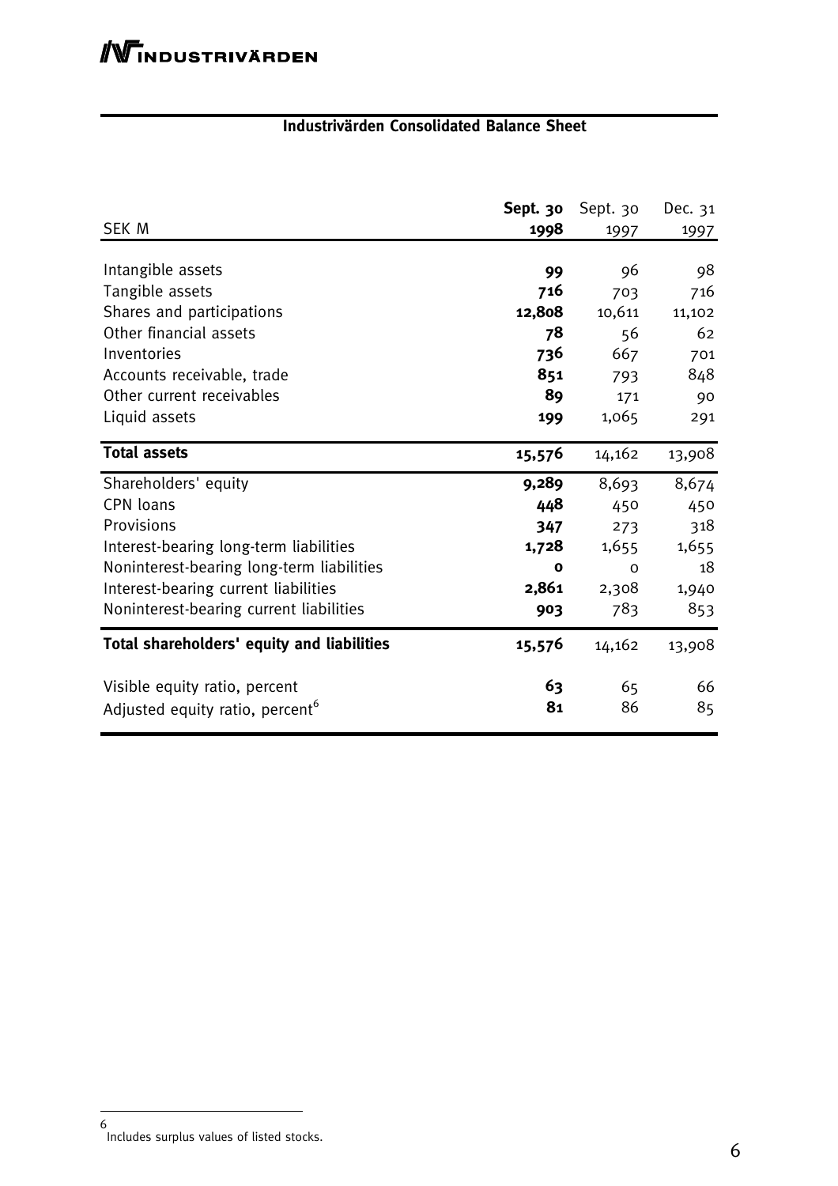## Industrivärden Consolidated Balance Sheet

| SEK M | **Sept. 30 1998** | Sept. 30 1997 | Dec. 31 1997 |
|---|---|---|---|
| Intangible assets | **99** | 96 | 98 |
| Tangible assets | **716** | 703 | 716 |
| Shares and participations | **12,808** | 10,611 | 11,102 |
| Other financial assets | **78** | 56 | 62 |
| Inventories | **736** | 667 | 701 |
| Accounts receivable, trade | **851** | 793 | 848 |
| Other current receivables | **89** | 171 | 90 |
| Liquid assets | **199** | 1,065 | 291 |
| **Total assets** | **15,576** | 14,162 | 13,908 |
| Shareholders' equity | **9,289** | 8,693 | 8,674 |
| CPN loans | **448** | 450 | 450 |
| Provisions | **347** | 273 | 318 |
| Interest-bearing long-term liabilities | **1,728** | 1,655 | 1,655 |
| Noninterest-bearing long-term liabilities | **0** | 0 | 18 |
| Interest-bearing current liabilities | **2,861** | 2,308 | 1,940 |
| Noninterest-bearing current liabilities | **903** | 783 | 853 |
| **Total shareholders' equity and liabilities** | **15,576** | 14,162 | 13,908 |
| Visible equity ratio, percent | **63** | 65 | 66 |
| Adjusted equity ratio, percent[6] | **81** | 86 | 85 |

[6] Includes surplus values of listed stocks.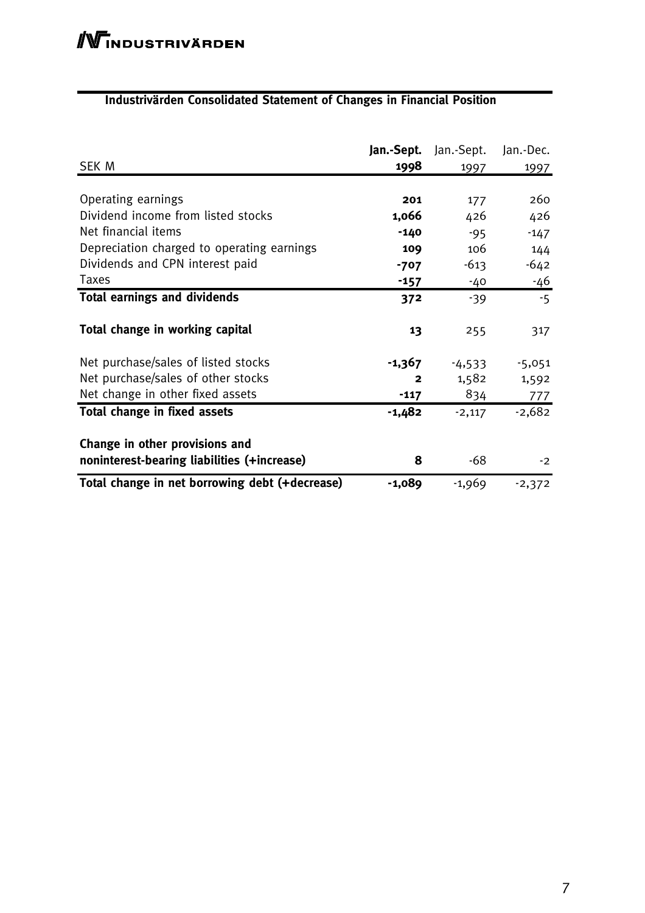## Industrivärden Consolidated Statement of Changes in Financial Position

| SEK M | **Jan.-Sept. 1998** | Jan.-Sept. 1997 | Jan.-Dec. 1997 |
|---|---|---|---|
| Operating earnings | **201** | 177 | 260 |
| Dividend income from listed stocks | **1,066** | 426 | 426 |
| Net financial items | **-140** | -95 | -147 |
| Depreciation charged to operating earnings | **109** | 106 | 144 |
| Dividends and CPN interest paid | **-707** | -613 | -642 |
| Taxes | **-157** | -40 | -46 |
| **Total earnings and dividends** | **372** | -39 | -5 |
| **Total change in working capital** | **13** | 255 | 317 |
| Net purchase/sales of listed stocks | **-1,367** | -4,533 | -5,051 |
| Net purchase/sales of other stocks | **2** | 1,582 | 1,592 |
| Net change in other fixed assets | **-117** | 834 | 777 |
| **Total change in fixed assets** | **-1,482** | -2,117 | -2,682 |
| **Change in other provisions and noninterest-bearing liabilities (+increase)** | **8** | -68 | -2 |
| **Total change in net borrowing debt (+decrease)** | **-1,089** | -1,969 | -2,372 |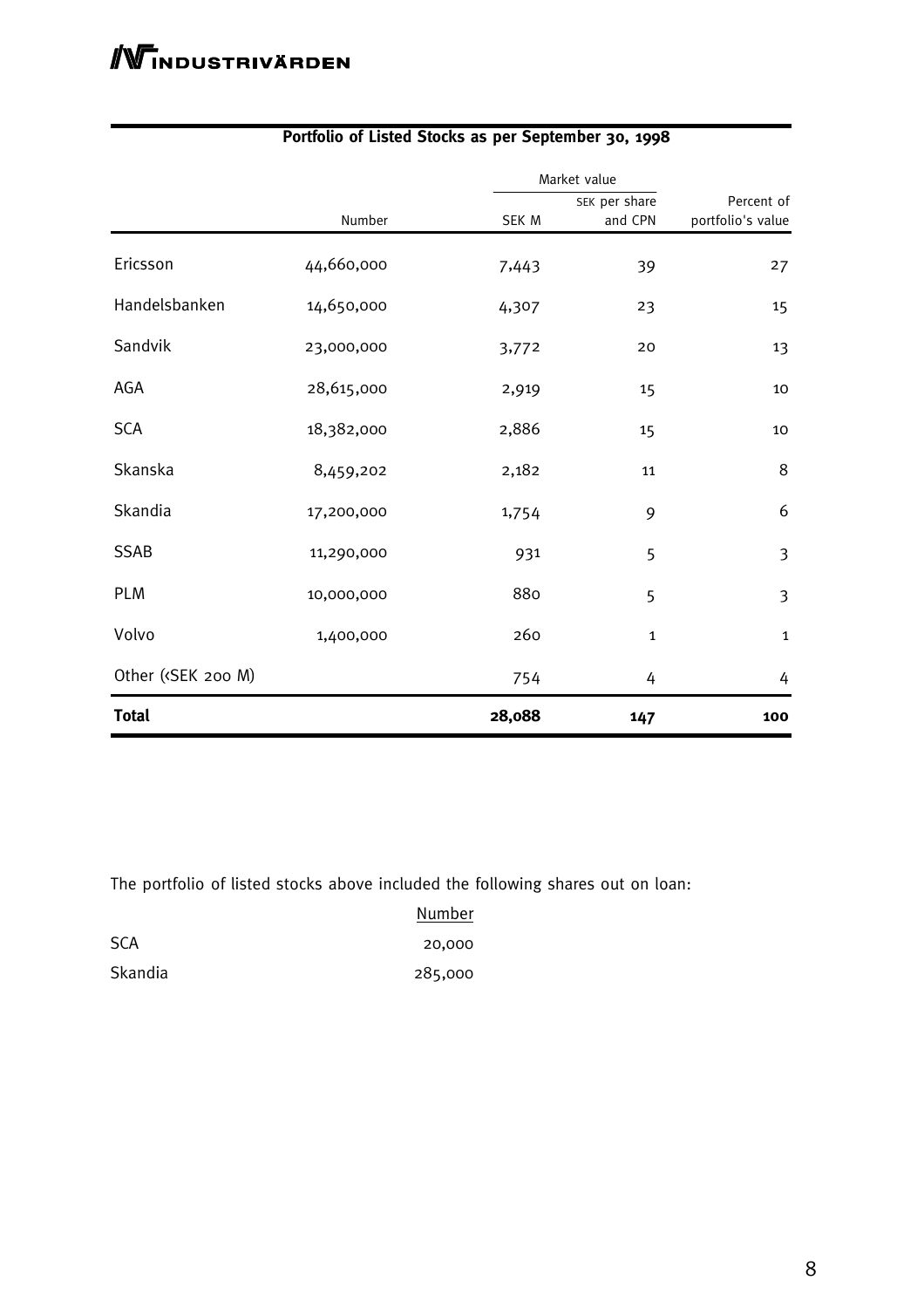## Portfolio of Listed Stocks as per September 30, 1998

| | | Market value | | |
|---|---|---|---|---|
| | Number | SEK M | SEK per share and CPN | Percent of portfolio's value |
| Ericsson | 44,660,000 | 7,443 | 39 | 27 |
| Handelsbanken | 14,650,000 | 4,307 | 23 | 15 |
| Sandvik | 23,000,000 | 3,772 | 20 | 13 |
| AGA | 28,615,000 | 2,919 | 15 | 10 |
| SCA | 18,382,000 | 2,886 | 15 | 10 |
| Skanska | 8,459,202 | 2,182 | 11 | 8 |
| Skandia | 17,200,000 | 1,754 | 9 | 6 |
| SSAB | 11,290,000 | 931 | 5 | 3 |
| PLM | 10,000,000 | 880 | 5 | 3 |
| Volvo | 1,400,000 | 260 | 1 | 1 |
| Other (<SEK 200 M) | | 754 | 4 | 4 |
| **Total** | | **28,088** | **147** | **100** |

The portfolio of listed stocks above included the following shares out on loan:

| | Number |
|---|---|
| SCA | 20,000 |
| Skandia | 285,000 |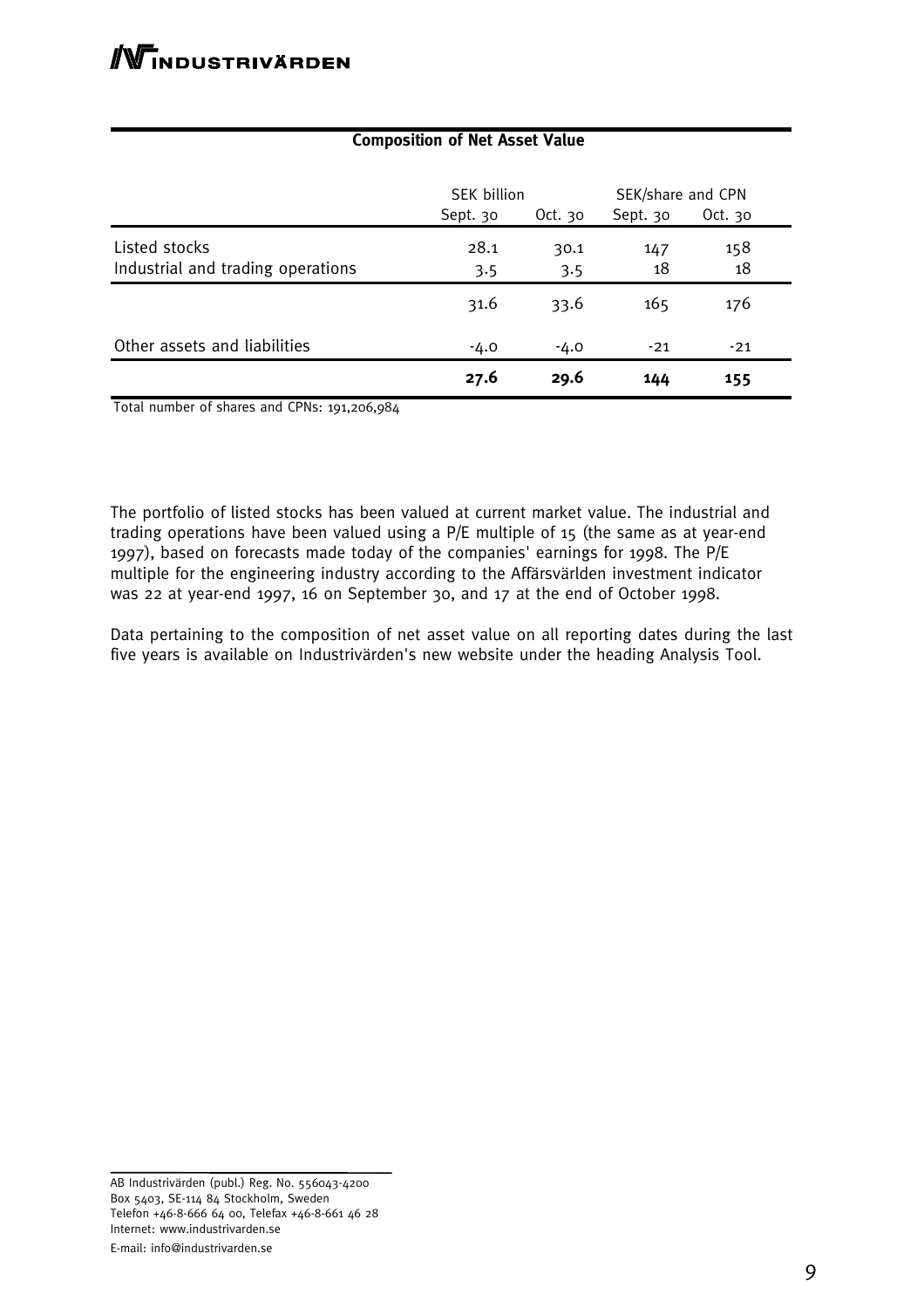## Composition of Net Asset Value

| | SEK billion | | SEK/share and CPN | |
|---|---|---|---|---|
| | Sept. 30 | Oct. 30 | Sept. 30 | Oct. 30 |
| Listed stocks | 28.1 | 30.1 | 147 | 158 |
| Industrial and trading operations | 3.5 | 3.5 | 18 | 18 |
| | 31.6 | 33.6 | 165 | 176 |
| Other assets and liabilities | -4.0 | -4.0 | -21 | -21 |
| | **27.6** | **29.6** | **144** | **155** |

Total number of shares and CPNs: 191,206,984

The portfolio of listed stocks has been valued at current market value. The industrial and trading operations have been valued using a P/E multiple of 15 (the same as at year-end 1997), based on forecasts made today of the companies' earnings for 1998. The P/E multiple for the engineering industry according to the Affärsvärlden investment indicator was 22 at year-end 1997, 16 on September 30, and 17 at the end of October 1998.

Data pertaining to the composition of net asset value on all reporting dates during the last five years is available on Industrivärden's new website under the heading Analysis Tool.

AB Industrivärden (publ.) Reg. No. 556043-4200
Box 5403, SE-114 84 Stockholm, Sweden
Telefon +46-8-666 64 00, Telefax +46-8-661 46 28
Internet: www.industrivarden.se
E-mail: info@industrivarden.se